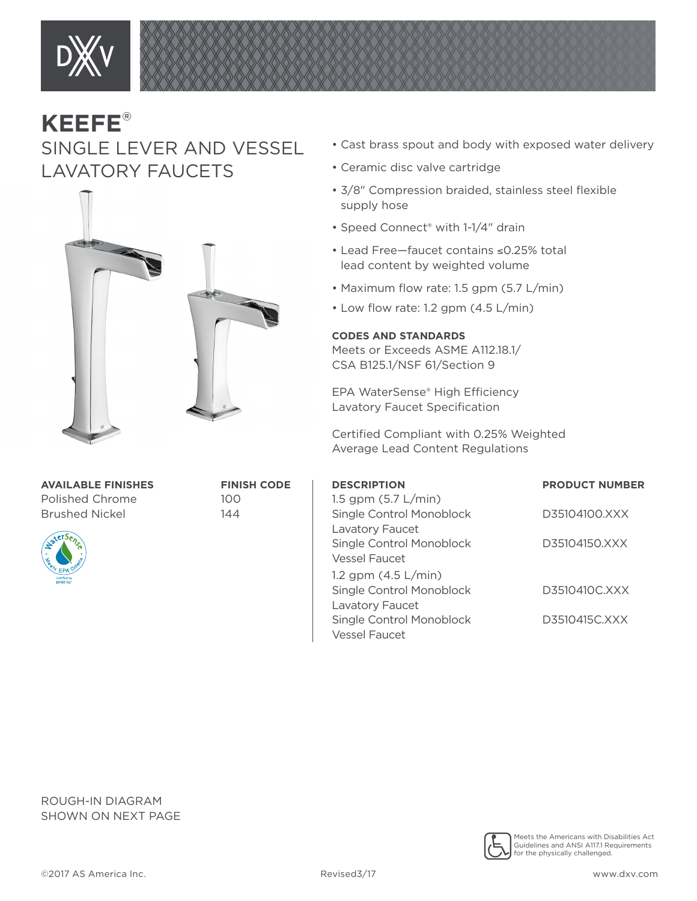# KEEFE®

## SINGLE LEVER AND VESSEL LAVATORY FAUCETS

- Cast brass spout and body with exposed water delivery
- Ceramic disc valve cartridge
- 3/8" Compression braided, stainless steel flexible supply hose
- Speed Connect® with 1-1/4" drain
- Lead Free—faucet contains ≤0.25% total lead content by weighted volume
- Maximum flow rate: 1.5 gpm (5.7 L/min)
- Low flow rate: 1.2 gpm (4.5 L/min)

**CODES AND STANDARDS**

Meets or Exceeds ASME A112.18.1/ CSA B125.1/NSF 61/Section 9

EPA WaterSense® High Efficiency Lavatory Faucet Specification

Certified Compliant with 0.25% Weighted Average Lead Content Regulations

| AVAILABLE FINISHES | FINISH CODE |
|---|---|
| Polished Chrome | 100 |
| Brushed Nickel | 144 |

| DESCRIPTION | PRODUCT NUMBER |
|---|---|
| 1.5 gpm (5.7 L/min) | |
| Single Control Monoblock Lavatory Faucet | D35104100.XXX |
| Single Control Monoblock Vessel Faucet | D35104150.XXX |
| 1.2 gpm (4.5 L/min) | |
| Single Control Monoblock Lavatory Faucet | D3510410C.XXX |
| Single Control Monoblock Vessel Faucet | D3510415C.XXX |

ROUGH-IN DIAGRAM SHOWN ON NEXT PAGE

Meets the Americans with Disabilities Act Guidelines and ANSI A117.1 Requirements for the physically challenged.

©2017 AS America Inc. Revised3/17 www.dxv.com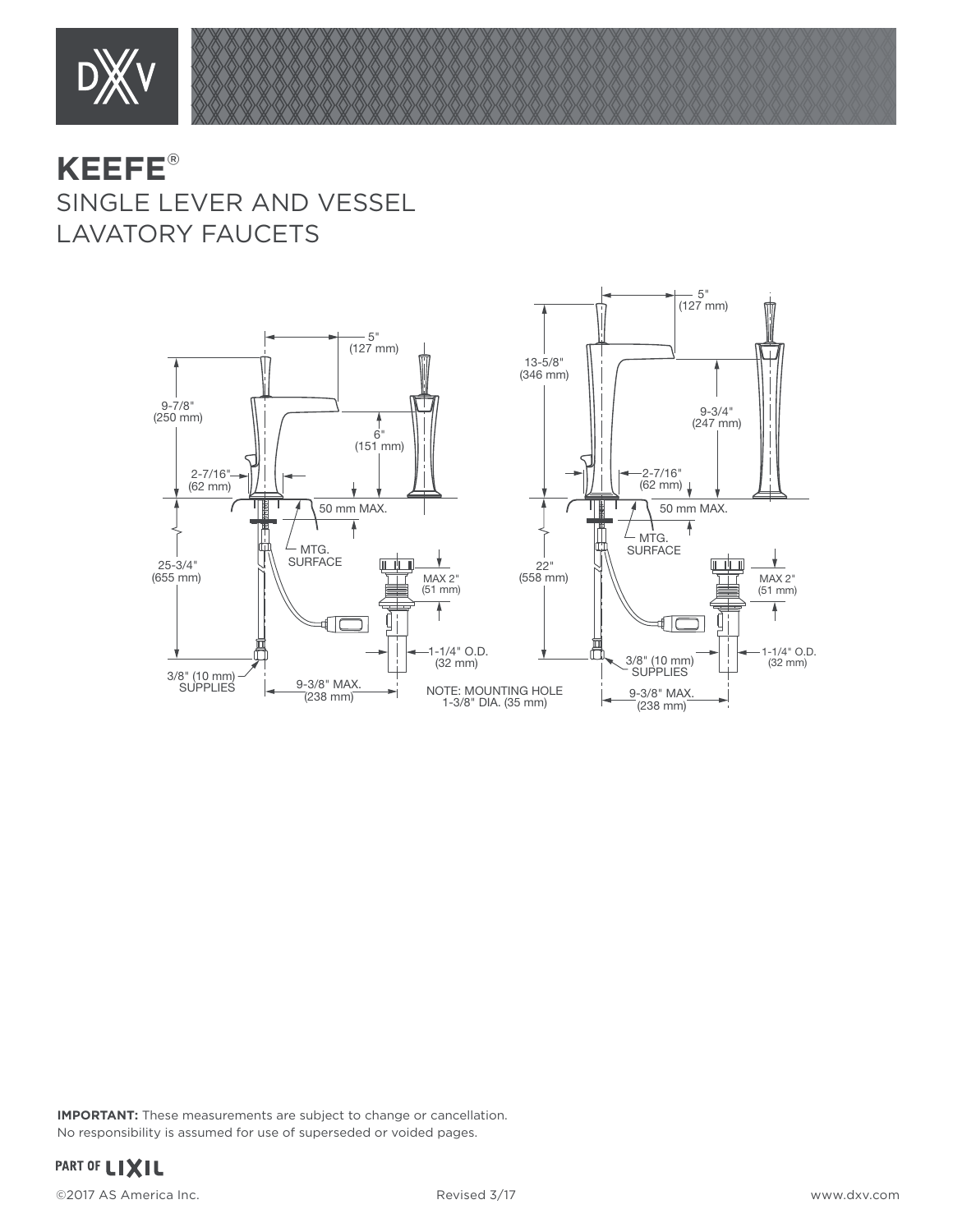# KEEFE®

## SINGLE LEVER AND VESSEL LAVATORY FAUCETS

5" (127 mm)
9-7/8" (250 mm)
6" (151 mm)
2-7/16" (62 mm)
50 mm MAX.
MTG. SURFACE
25-3/4" (655 mm)
MAX 2" (51 mm)
1-1/4" O.D. (32 mm)
3/8" (10 mm) SUPPLIES
9-3/8" MAX. (238 mm)

5" (127 mm)
13-5/8" (346 mm)
9-3/4" (247 mm)
2-7/16" (62 mm)
50 mm MAX.
MTG. SURFACE
22" (558 mm)
MAX 2" (51 mm)
1-1/4" O.D. (32 mm)
3/8" (10 mm) SUPPLIES
9-3/8" MAX. (238 mm)

NOTE: MOUNTING HOLE 1-3/8" DIA. (35 mm)

**IMPORTANT:** These measurements are subject to change or cancellation.
No responsibility is assumed for use of superseded or voided pages.

PART OF LIXIL

©2017 AS America Inc. Revised 3/17 www.dxv.com